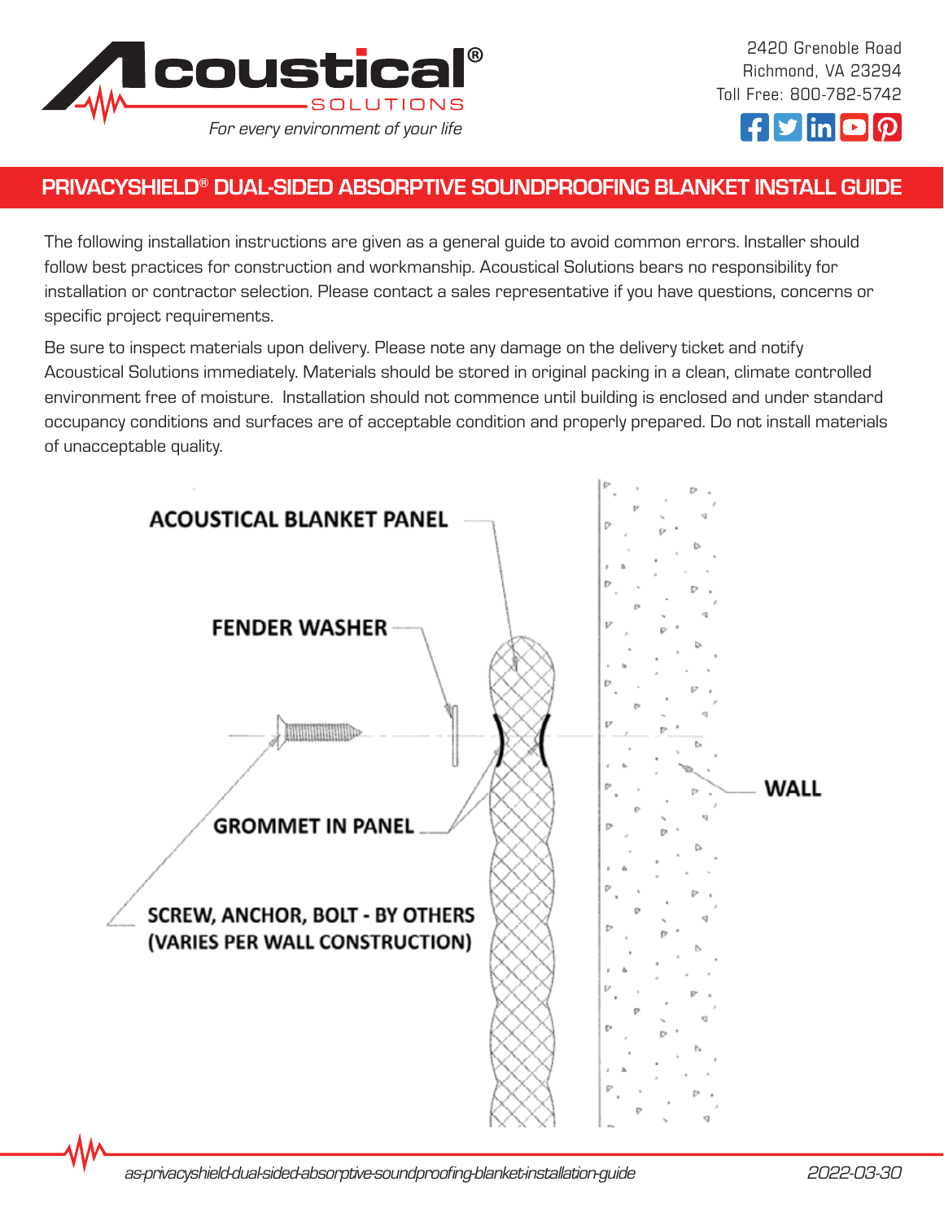Acoustical SOLUTIONS

*For every environment of your life*

2420 Grenoble Road
Richmond, VA 23294
Toll Free: 800-782-5742

# PRIVACYSHIELD® DUAL-SIDED ABSORPTIVE SOUNDPROOFING BLANKET INSTALL GUIDE

The following installation instructions are given as a general guide to avoid common errors. Installer should follow best practices for construction and workmanship. Acoustical Solutions bears no responsibility for installation or contractor selection. Please contact a sales representative if you have questions, concerns or specific project requirements.

Be sure to inspect materials upon delivery. Please note any damage on the delivery ticket and notify Acoustical Solutions immediately. Materials should be stored in original packing in a clean, climate controlled environment free of moisture. Installation should not commence until building is enclosed and under standard occupancy conditions and surfaces are of acceptable condition and properly prepared. Do not install materials of unacceptable quality.

ACOUSTICAL BLANKET PANEL

FENDER WASHER

GROMMET IN PANEL

SCREW, ANCHOR, BOLT - BY OTHERS (VARIES PER WALL CONSTRUCTION)

WALL

*as-privacyshield-dual-sided-absorptive-soundproofing-blanket-installation-guide* *2022-03-30*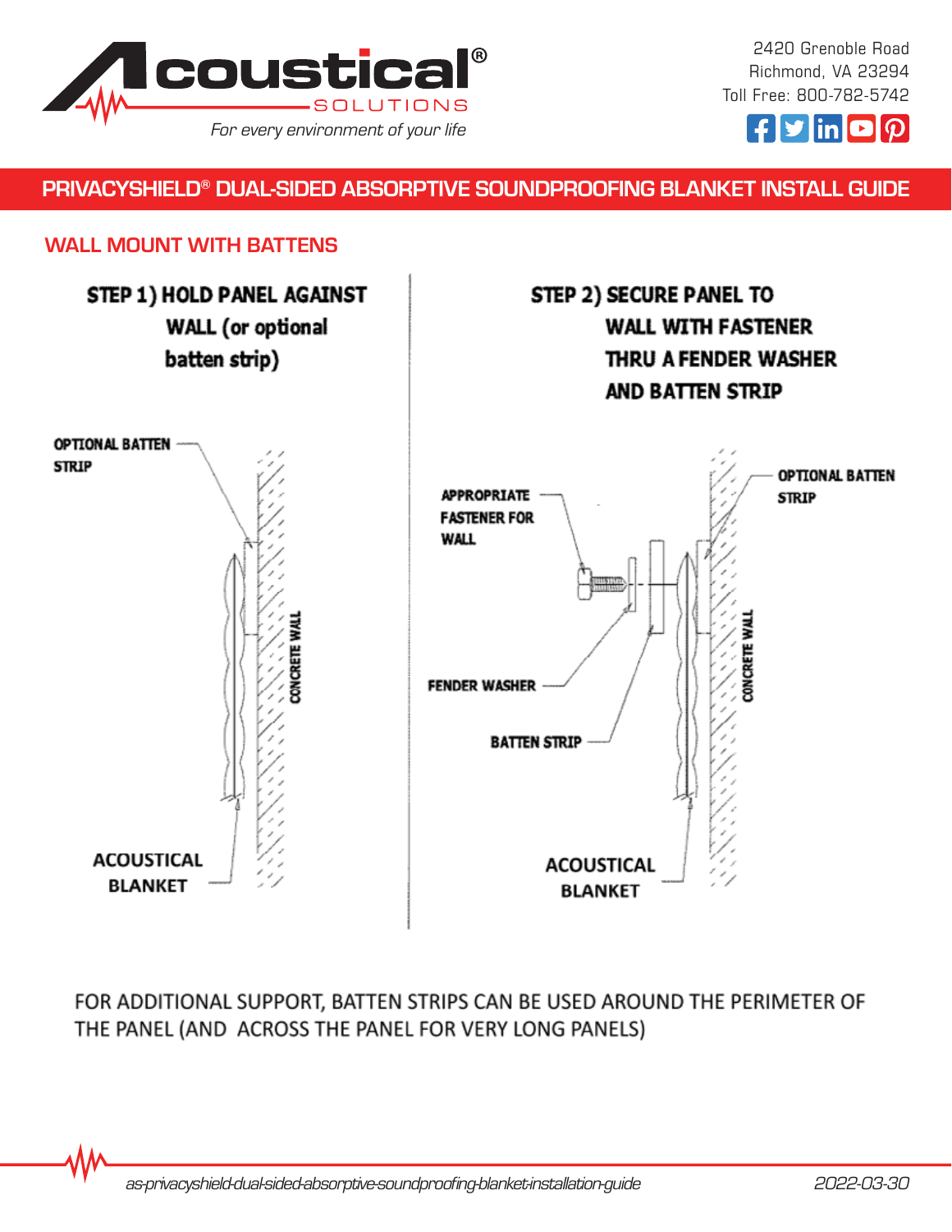# PRIVACYSHIELD® DUAL-SIDED ABSORPTIVE SOUNDPROOFING BLANKET INSTALL GUIDE

## WALL MOUNT WITH BATTENS

**STEP 1) HOLD PANEL AGAINST WALL (or optional batten strip)**

OPTIONAL BATTEN STRIP

CONCRETE WALL

ACOUSTICAL BLANKET

**STEP 2) SECURE PANEL TO WALL WITH FASTENER THRU A FENDER WASHER AND BATTEN STRIP**

APPROPRIATE FASTENER FOR WALL

OPTIONAL BATTEN STRIP

FENDER WASHER

BATTEN STRIP

CONCRETE WALL

ACOUSTICAL BLANKET

FOR ADDITIONAL SUPPORT, BATTEN STRIPS CAN BE USED AROUND THE PERIMETER OF THE PANEL (AND ACROSS THE PANEL FOR VERY LONG PANELS)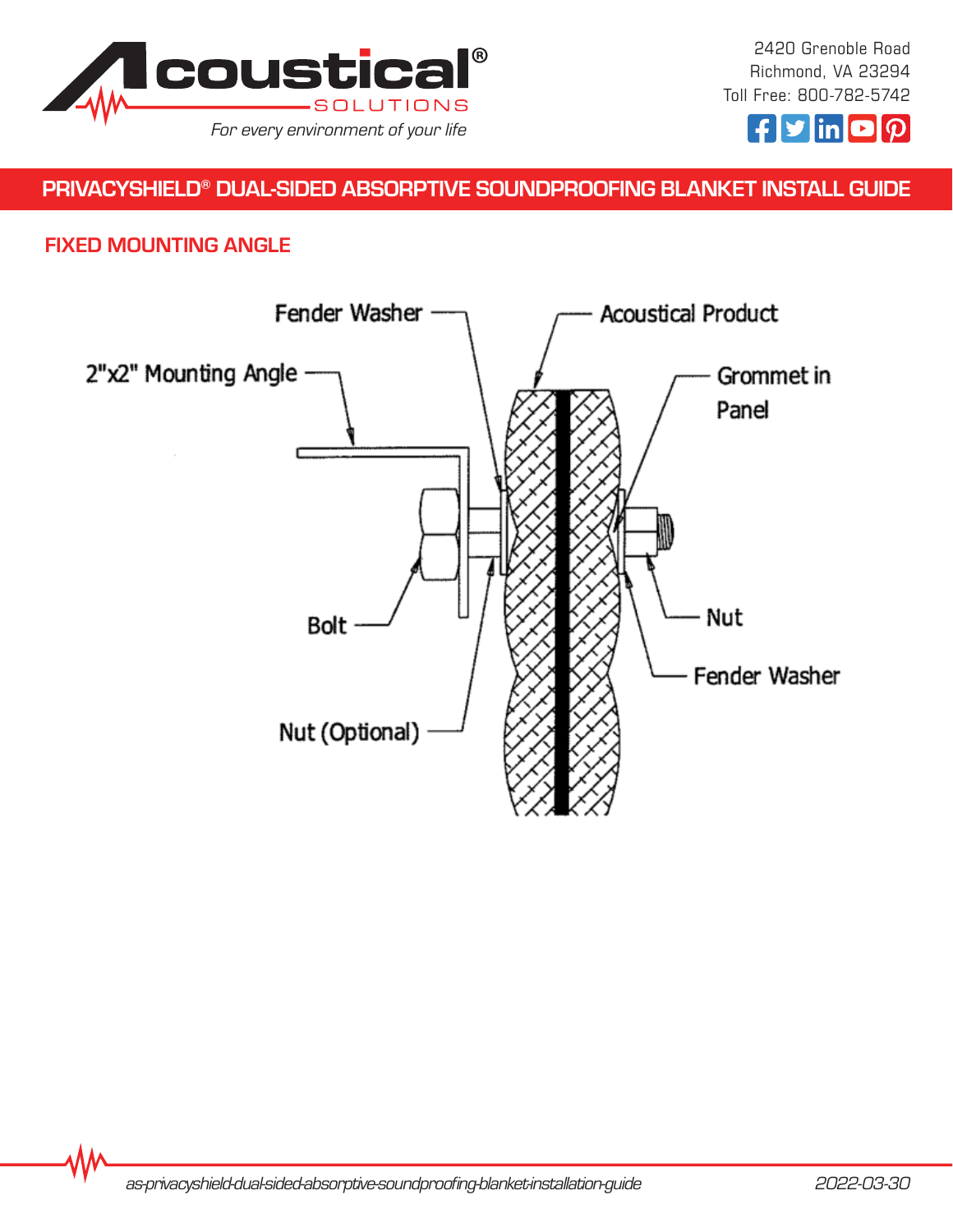## PRIVACYSHIELD® DUAL-SIDED ABSORPTIVE SOUNDPROOFING BLANKET INSTALL GUIDE

### FIXED MOUNTING ANGLE

Fender Washer

Acoustical Product

2"x2" Mounting Angle

Grommet in Panel

Bolt

Nut

Fender Washer

Nut (Optional)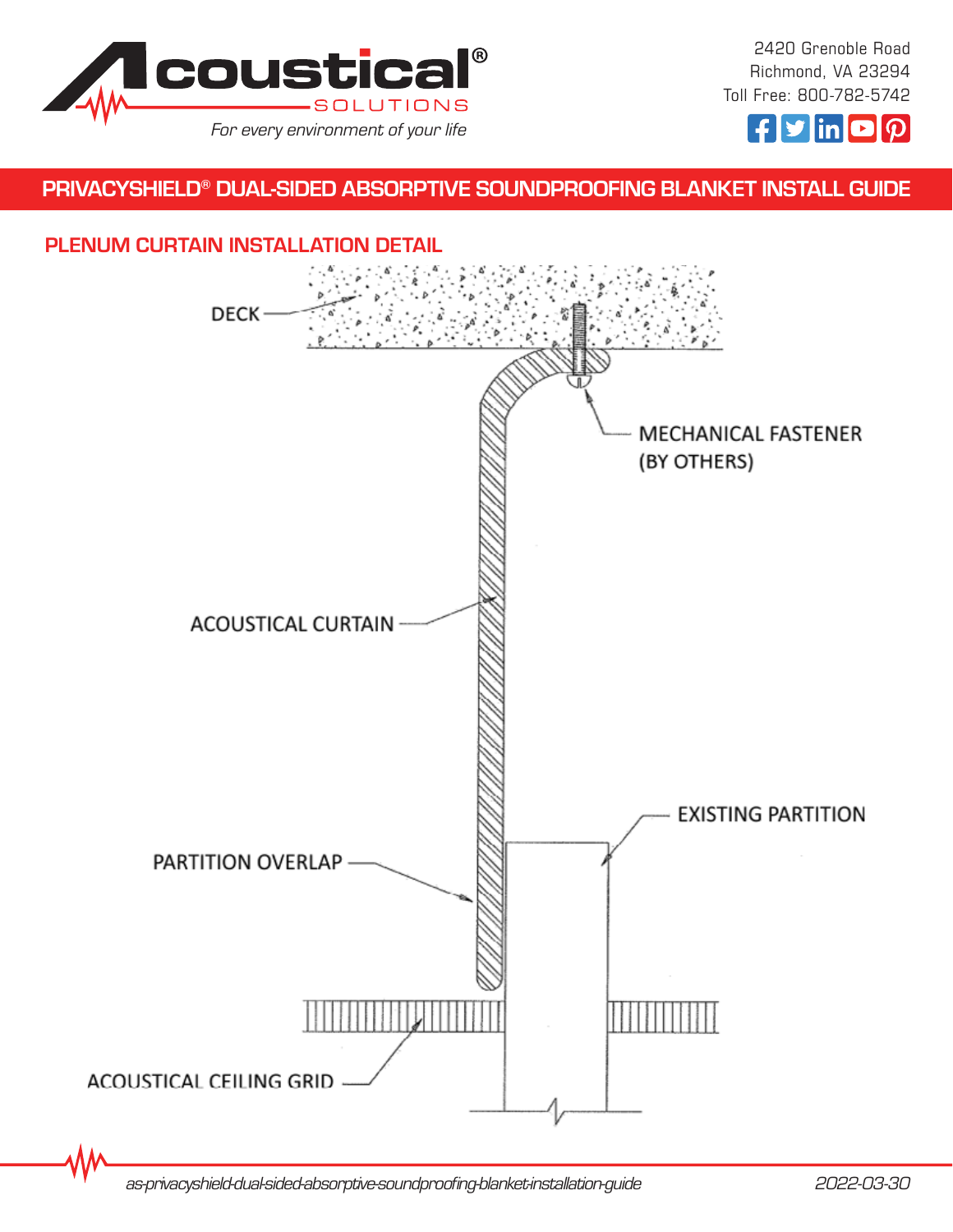## PRIVACYSHIELD® DUAL-SIDED ABSORPTIVE SOUNDPROOFING BLANKET INSTALL GUIDE

### PLENUM CURTAIN INSTALLATION DETAIL

DECK

MECHANICAL FASTENER (BY OTHERS)

ACOUSTICAL CURTAIN

EXISTING PARTITION

PARTITION OVERLAP

ACOUSTICAL CEILING GRID